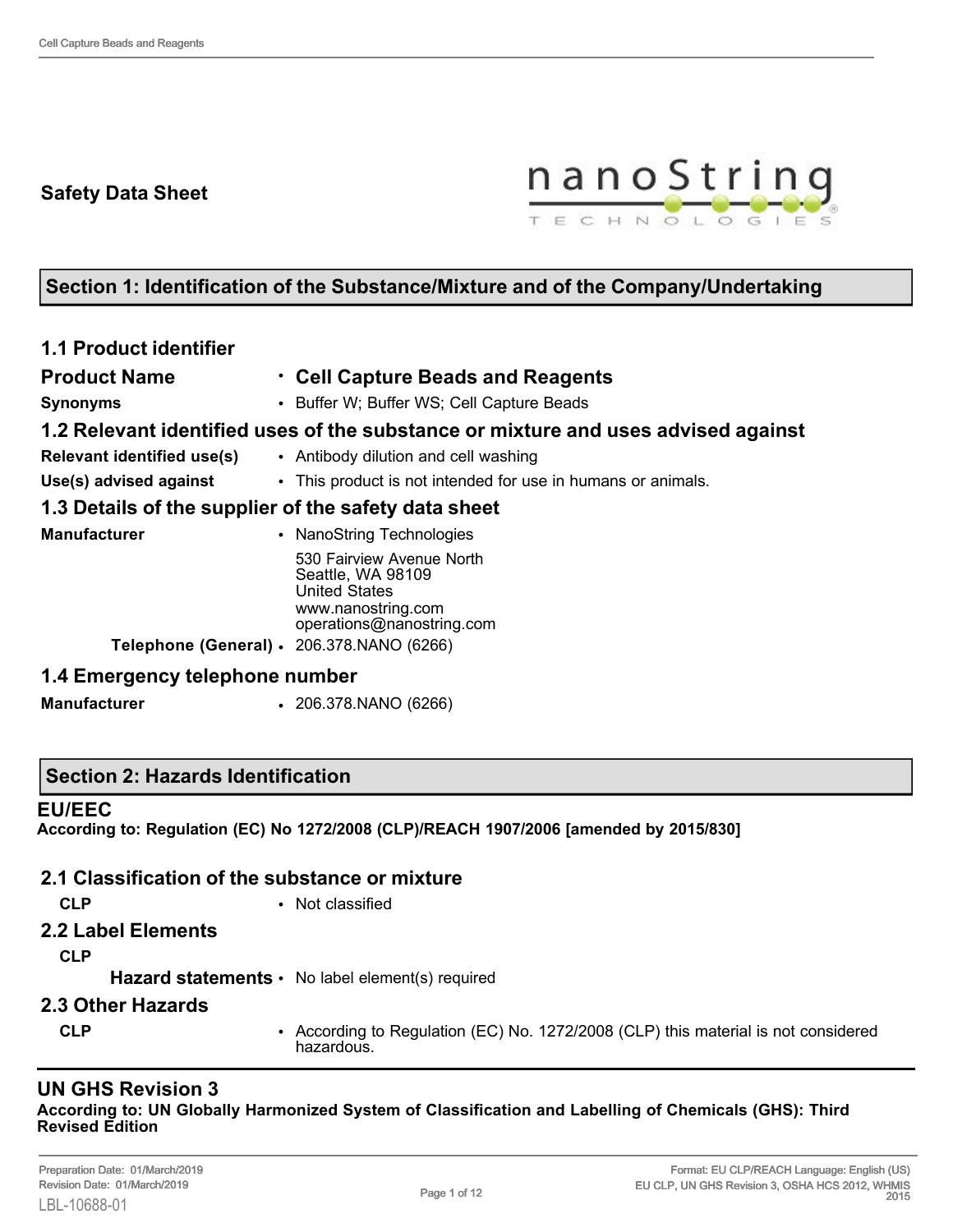**Safety Data Sheet**

## Section 1: Identification of the Substance/Mixture and of the Company/Undertaking

### 1.1 Product identifier

| | |
|---|---|
| **Product Name** | • **Cell Capture Beads and Reagents** |
| **Synonyms** | • Buffer W; Buffer WS; Cell Capture Beads |

### 1.2 Relevant identified uses of the substance or mixture and uses advised against

| | |
|---|---|
| **Relevant identified use(s)** | • Antibody dilution and cell washing |
| **Use(s) advised against** | • This product is not intended for use in humans or animals. |

### 1.3 Details of the supplier of the safety data sheet

**Manufacturer**
- NanoString Technologies
  530 Fairview Avenue North
  Seattle, WA 98109
  United States
  www.nanostring.com
  operations@nanostring.com

**Telephone (General)** • 206.378.NANO (6266)

### 1.4 Emergency telephone number

**Manufacturer** • 206.378.NANO (6266)

## Section 2: Hazards Identification

### EU/EEC

**According to: Regulation (EC) No 1272/2008 (CLP)/REACH 1907/2006 [amended by 2015/830]**

### 2.1 Classification of the substance or mixture

**CLP** • Not classified

### 2.2 Label Elements

**CLP**

**Hazard statements** • No label element(s) required

### 2.3 Other Hazards

**CLP** • According to Regulation (EC) No. 1272/2008 (CLP) this material is not considered hazardous.

### UN GHS Revision 3

**According to: UN Globally Harmonized System of Classification and Labelling of Chemicals (GHS): Third Revised Edition**

Preparation Date: 01/March/2019
Revision Date: 01/March/2019
LBL-10688-01

Format: EU CLP/REACH Language: English (US)
EU CLP, UN GHS Revision 3, OSHA HCS 2012, WHMIS 2015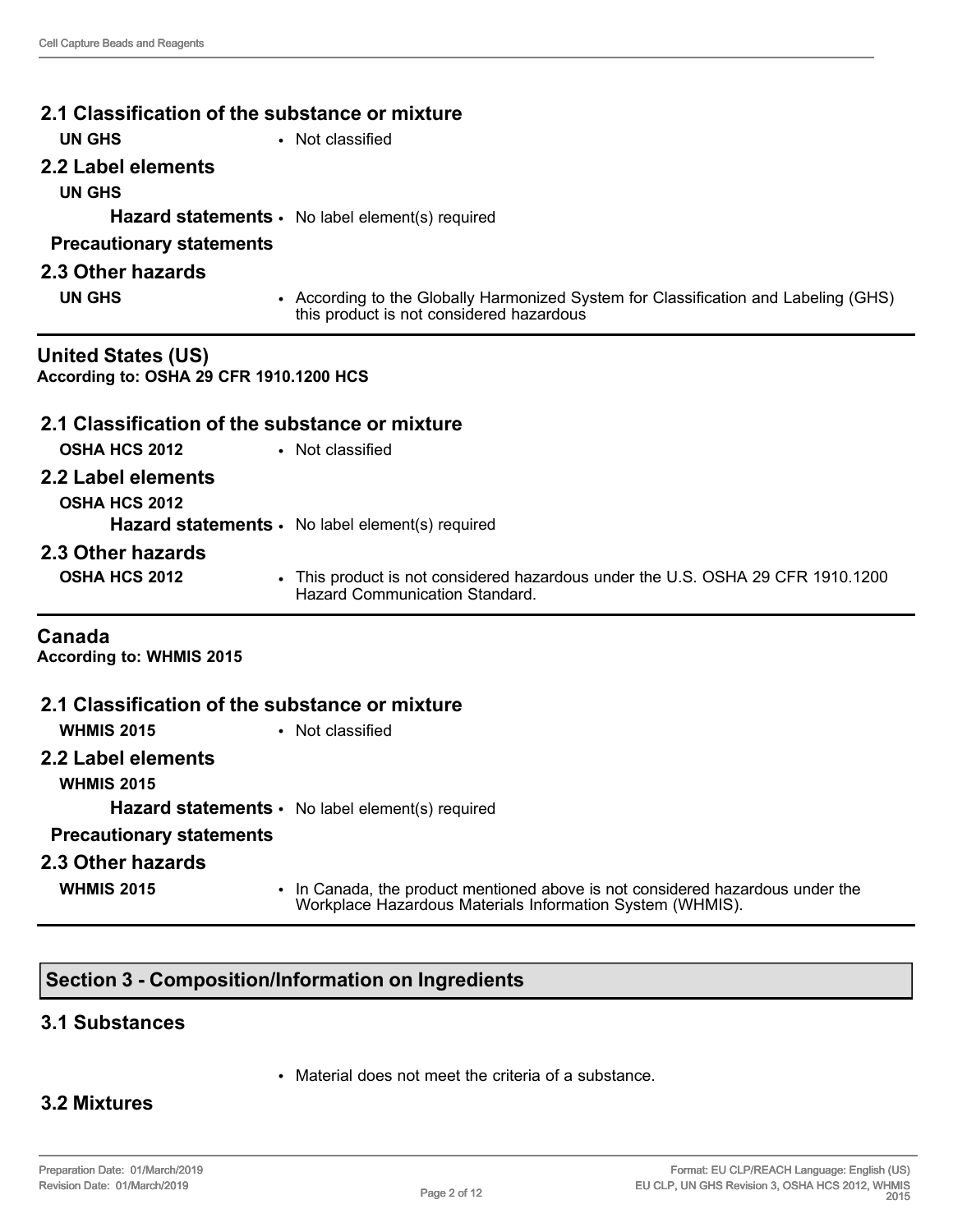### 2.1 Classification of the substance or mixture

**UN GHS**
- Not classified

### 2.2 Label elements

**UN GHS**

**Hazard statements**
- No label element(s) required

**Precautionary statements**

### 2.3 Other hazards

**UN GHS**
- According to the Globally Harmonized System for Classification and Labeling (GHS) this product is not considered hazardous

---

## United States (US)

**According to: OSHA 29 CFR 1910.1200 HCS**

### 2.1 Classification of the substance or mixture

**OSHA HCS 2012**
- Not classified

### 2.2 Label elements

**OSHA HCS 2012**

**Hazard statements**
- No label element(s) required

### 2.3 Other hazards

**OSHA HCS 2012**
- This product is not considered hazardous under the U.S. OSHA 29 CFR 1910.1200 Hazard Communication Standard.

---

## Canada

**According to: WHMIS 2015**

### 2.1 Classification of the substance or mixture

**WHMIS 2015**
- Not classified

### 2.2 Label elements

**WHMIS 2015**

**Hazard statements**
- No label element(s) required

**Precautionary statements**

### 2.3 Other hazards

**WHMIS 2015**
- In Canada, the product mentioned above is not considered hazardous under the Workplace Hazardous Materials Information System (WHMIS).

---

## Section 3 - Composition/Information on Ingredients

### 3.1 Substances

- Material does not meet the criteria of a substance.

### 3.2 Mixtures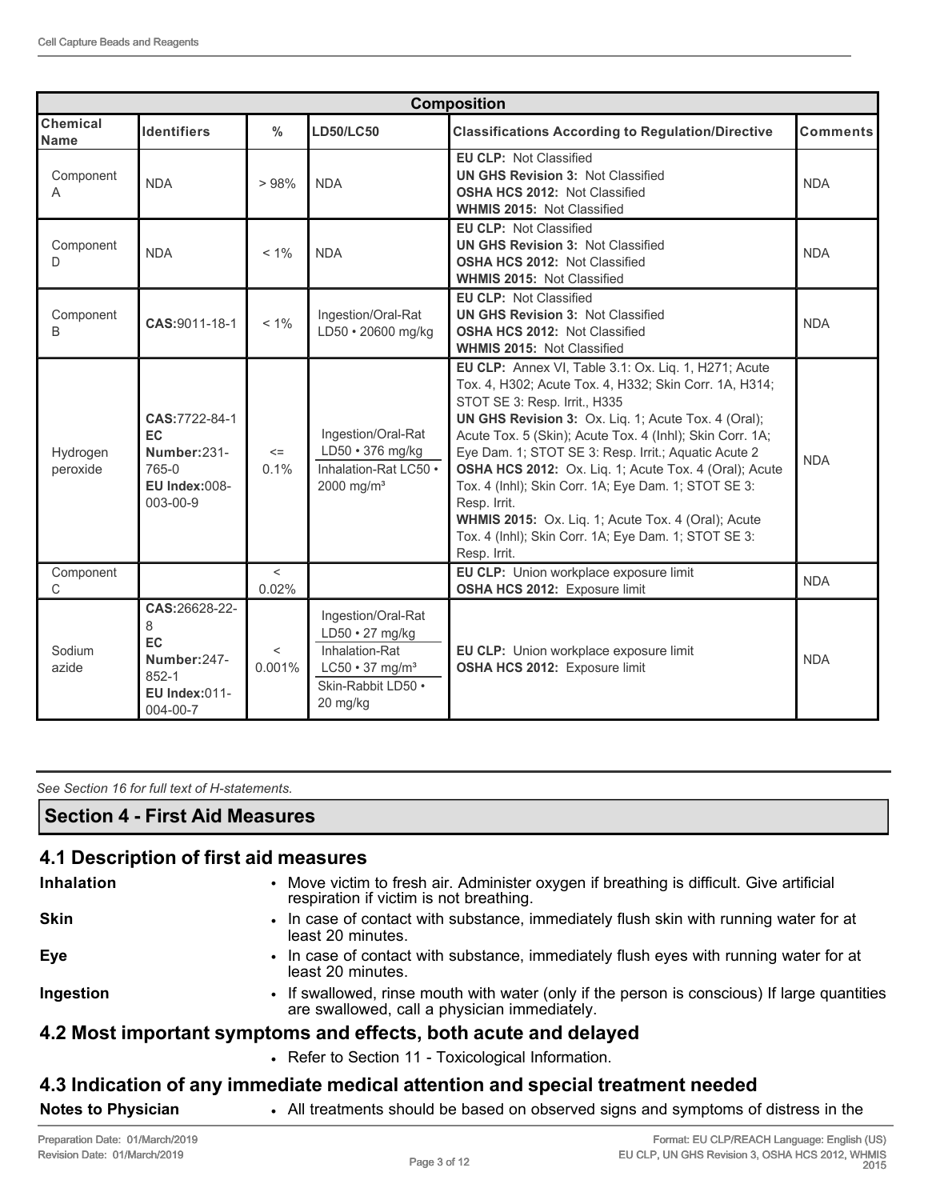| Composition | | | | | |
|---|---|---|---|---|---|
| **Chemical Name** | **Identifiers** | **%** | **LD50/LC50** | **Classifications According to Regulation/Directive** | **Comments** |
| Component A | NDA | > 98% | NDA | **EU CLP:** Not Classified<br>**UN GHS Revision 3:** Not Classified<br>**OSHA HCS 2012:** Not Classified<br>**WHMIS 2015:** Not Classified | NDA |
| Component D | NDA | < 1% | NDA | **EU CLP:** Not Classified<br>**UN GHS Revision 3:** Not Classified<br>**OSHA HCS 2012:** Not Classified<br>**WHMIS 2015:** Not Classified | NDA |
| Component B | **CAS:**9011-18-1 | < 1% | Ingestion/Oral-Rat LD50 • 20600 mg/kg | **EU CLP:** Not Classified<br>**UN GHS Revision 3:** Not Classified<br>**OSHA HCS 2012:** Not Classified<br>**WHMIS 2015:** Not Classified | NDA |
| Hydrogen peroxide | **CAS:**7722-84-1<br>**EC Number:**231-765-0<br>**EU Index:**008-003-00-9 | <= 0.1% | Ingestion/Oral-Rat LD50 • 376 mg/kg<br>Inhalation-Rat LC50 • 2000 mg/m³ | **EU CLP:** Annex VI, Table 3.1: Ox. Liq. 1, H271; Acute Tox. 4, H302; Acute Tox. 4, H332; Skin Corr. 1A, H314; STOT SE 3: Resp. Irrit., H335<br>**UN GHS Revision 3:** Ox. Liq. 1; Acute Tox. 4 (Oral); Acute Tox. 5 (Skin); Acute Tox. 4 (Inhl); Skin Corr. 1A; Eye Dam. 1; STOT SE 3: Resp. Irrit.; Aquatic Acute 2<br>**OSHA HCS 2012:** Ox. Liq. 1; Acute Tox. 4 (Oral); Acute Tox. 4 (Inhl); Skin Corr. 1A; Eye Dam. 1; STOT SE 3: Resp. Irrit.<br>**WHMIS 2015:** Ox. Liq. 1; Acute Tox. 4 (Oral); Acute Tox. 4 (Inhl); Skin Corr. 1A; Eye Dam. 1; STOT SE 3: Resp. Irrit. | NDA |
| Component C | | < 0.02% | | **EU CLP:** Union workplace exposure limit<br>**OSHA HCS 2012:** Exposure limit | NDA |
| Sodium azide | **CAS:**26628-22-8<br>**EC Number:**247-852-1<br>**EU Index:**011-004-00-7 | < 0.001% | Ingestion/Oral-Rat LD50 • 27 mg/kg<br>Inhalation-Rat LC50 • 37 mg/m³<br>Skin-Rabbit LD50 • 20 mg/kg | **EU CLP:** Union workplace exposure limit<br>**OSHA HCS 2012:** Exposure limit | NDA |

*See Section 16 for full text of H-statements.*

## Section 4 - First Aid Measures

### 4.1 Description of first aid measures

**Inhalation**
- Move victim to fresh air. Administer oxygen if breathing is difficult. Give artificial respiration if victim is not breathing.

**Skin**
- In case of contact with substance, immediately flush skin with running water for at least 20 minutes.

**Eye**
- In case of contact with substance, immediately flush eyes with running water for at least 20 minutes.

**Ingestion**
- If swallowed, rinse mouth with water (only if the person is conscious) If large quantities are swallowed, call a physician immediately.

### 4.2 Most important symptoms and effects, both acute and delayed

- Refer to Section 11 - Toxicological Information.

### 4.3 Indication of any immediate medical attention and special treatment needed

**Notes to Physician**
- All treatments should be based on observed signs and symptoms of distress in the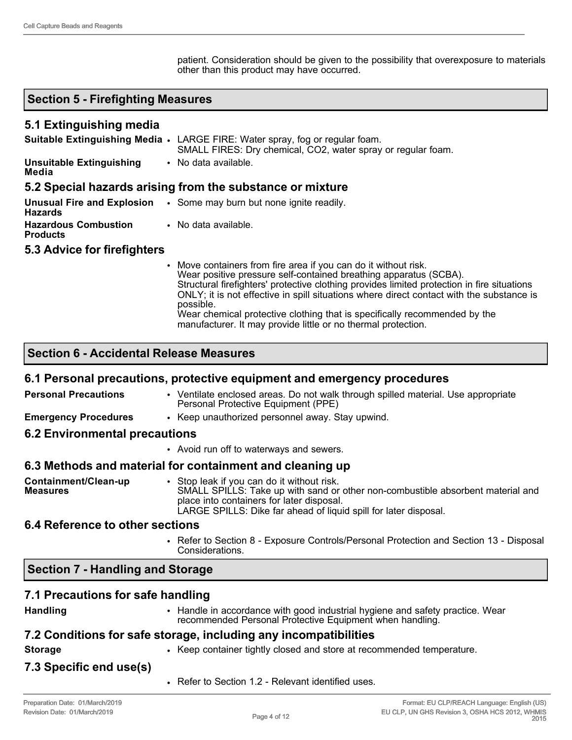patient. Consideration should be given to the possibility that overexposure to materials other than this product may have occurred.

## Section 5 - Firefighting Measures

### 5.1 Extinguishing media

**Suitable Extinguishing Media**
- LARGE FIRE: Water spray, fog or regular foam.
  SMALL FIRES: Dry chemical, $CO_2$, water spray or regular foam.

**Unsuitable Extinguishing Media**
- No data available.

### 5.2 Special hazards arising from the substance or mixture

**Unusual Fire and Explosion Hazards**
- Some may burn but none ignite readily.

**Hazardous Combustion Products**
- No data available.

### 5.3 Advice for firefighters

- Move containers from fire area if you can do it without risk.
  Wear positive pressure self-contained breathing apparatus (SCBA).
  Structural firefighters' protective clothing provides limited protection in fire situations ONLY; it is not effective in spill situations where direct contact with the substance is possible.
  Wear chemical protective clothing that is specifically recommended by the manufacturer. It may provide little or no thermal protection.

## Section 6 - Accidental Release Measures

### 6.1 Personal precautions, protective equipment and emergency procedures

**Personal Precautions**
- Ventilate enclosed areas. Do not walk through spilled material. Use appropriate Personal Protective Equipment (PPE)

**Emergency Procedures**
- Keep unauthorized personnel away. Stay upwind.

### 6.2 Environmental precautions

- Avoid run off to waterways and sewers.

### 6.3 Methods and material for containment and cleaning up

**Containment/Clean-up Measures**
- Stop leak if you can do it without risk.
  SMALL SPILLS: Take up with sand or other non-combustible absorbent material and place into containers for later disposal.
  LARGE SPILLS: Dike far ahead of liquid spill for later disposal.

### 6.4 Reference to other sections

- Refer to Section 8 - Exposure Controls/Personal Protection and Section 13 - Disposal Considerations.

## Section 7 - Handling and Storage

### 7.1 Precautions for safe handling

**Handling**
- Handle in accordance with good industrial hygiene and safety practice. Wear recommended Personal Protective Equipment when handling.

### 7.2 Conditions for safe storage, including any incompatibilities

**Storage**
- Keep container tightly closed and store at recommended temperature.

### 7.3 Specific end use(s)

- Refer to Section 1.2 - Relevant identified uses.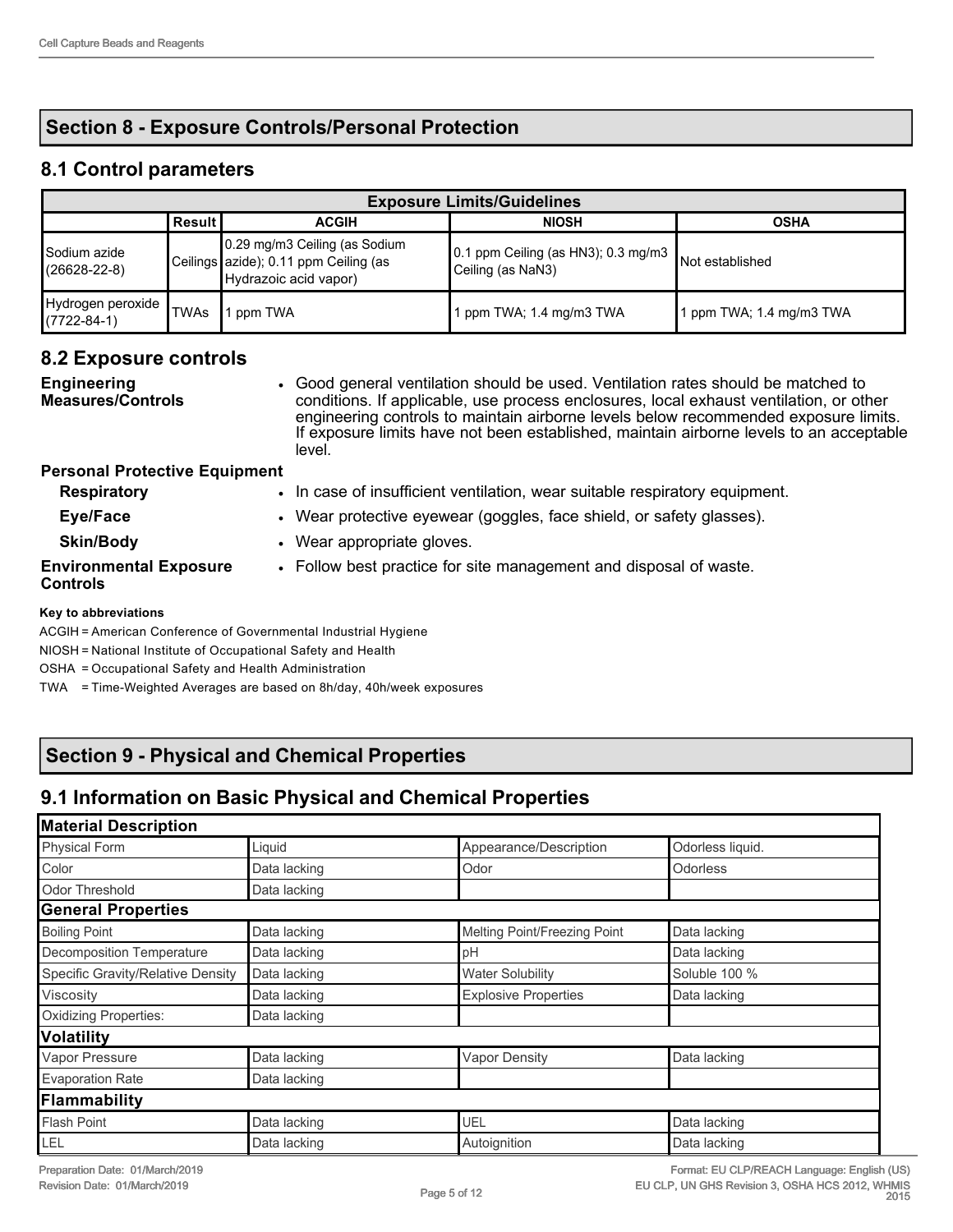## Section 8 - Exposure Controls/Personal Protection

### 8.1 Control parameters

| Exposure Limits/Guidelines | | | | |
|---|---|---|---|---|
| | Result | ACGIH | NIOSH | OSHA |
| Sodium azide (26628-22-8) | Ceilings | 0.29 mg/m3 Ceiling (as Sodium azide); 0.11 ppm Ceiling (as Hydrazoic acid vapor) | 0.1 ppm Ceiling (as HN3); 0.3 mg/m3 Ceiling (as NaN3) | Not established |
| Hydrogen peroxide (7722-84-1) | TWAs | 1 ppm TWA | 1 ppm TWA; 1.4 mg/m3 TWA | 1 ppm TWA; 1.4 mg/m3 TWA |

### 8.2 Exposure controls

**Engineering Measures/Controls**
- Good general ventilation should be used. Ventilation rates should be matched to conditions. If applicable, use process enclosures, local exhaust ventilation, or other engineering controls to maintain airborne levels below recommended exposure limits. If exposure limits have not been established, maintain airborne levels to an acceptable level.

**Personal Protective Equipment**

**Respiratory**
- In case of insufficient ventilation, wear suitable respiratory equipment.

**Eye/Face**
- Wear protective eyewear (goggles, face shield, or safety glasses).

**Skin/Body**
- Wear appropriate gloves.

**Environmental Exposure Controls**
- Follow best practice for site management and disposal of waste.

**Key to abbreviations**

ACGIH = American Conference of Governmental Industrial Hygiene

NIOSH = National Institute of Occupational Safety and Health

OSHA = Occupational Safety and Health Administration

TWA = Time-Weighted Averages are based on 8h/day, 40h/week exposures

## Section 9 - Physical and Chemical Properties

### 9.1 Information on Basic Physical and Chemical Properties

| **Material Description** | | | |
|---|---|---|---|
| Physical Form | Liquid | Appearance/Description | Odorless liquid. |
| Color | Data lacking | Odor | Odorless |
| Odor Threshold | Data lacking | | |
| **General Properties** | | | |
| Boiling Point | Data lacking | Melting Point/Freezing Point | Data lacking |
| Decomposition Temperature | Data lacking | pH | Data lacking |
| Specific Gravity/Relative Density | Data lacking | Water Solubility | Soluble 100 % |
| Viscosity | Data lacking | Explosive Properties | Data lacking |
| Oxidizing Properties: | Data lacking | | |
| **Volatility** | | | |
| Vapor Pressure | Data lacking | Vapor Density | Data lacking |
| Evaporation Rate | Data lacking | | |
| **Flammability** | | | |
| Flash Point | Data lacking | UEL | Data lacking |
| LEL | Data lacking | Autoignition | Data lacking |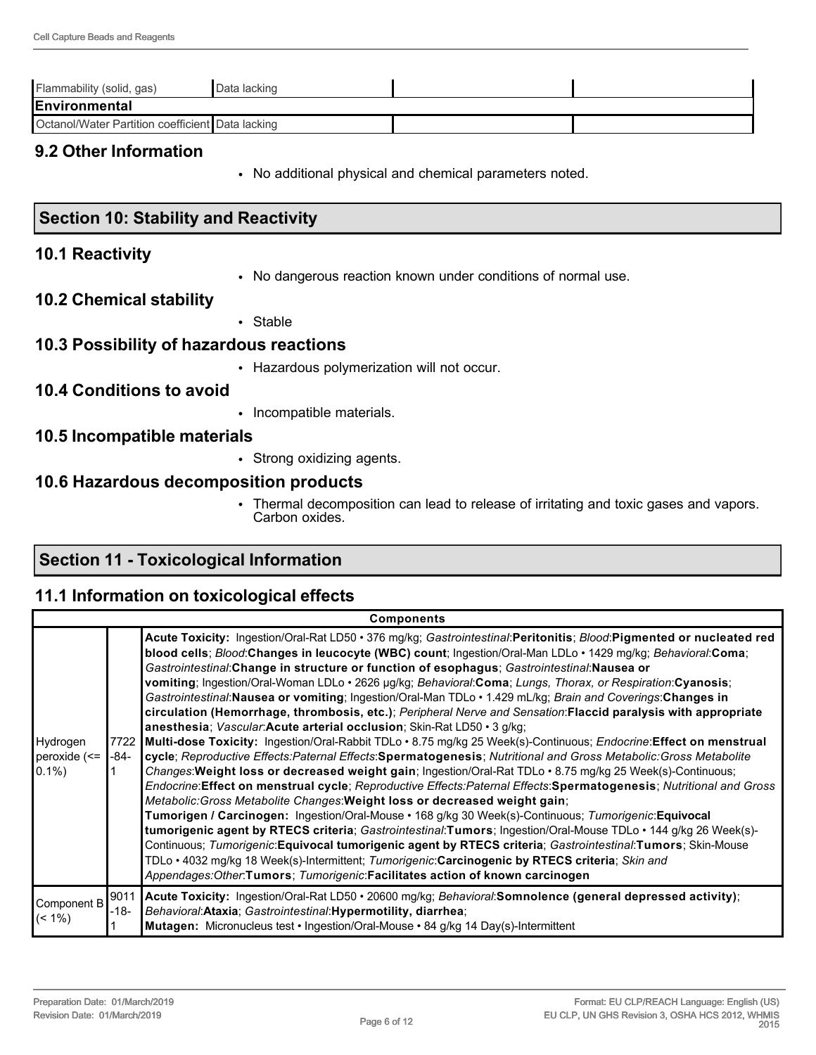| Flammability (solid, gas) | Data lacking | | |
|---|---|---|---|
| **Environmental** | | | |
| Octanol/Water Partition coefficient | Data lacking | | |

## 9.2 Other Information

- No additional physical and chemical parameters noted.

## Section 10: Stability and Reactivity

### 10.1 Reactivity

- No dangerous reaction known under conditions of normal use.

### 10.2 Chemical stability

- Stable

### 10.3 Possibility of hazardous reactions

- Hazardous polymerization will not occur.

### 10.4 Conditions to avoid

- Incompatible materials.

### 10.5 Incompatible materials

- Strong oxidizing agents.

### 10.6 Hazardous decomposition products

- Thermal decomposition can lead to release of irritating and toxic gases and vapors. Carbon oxides.

## Section 11 - Toxicological Information

### 11.1 Information on toxicological effects

| Components | | |
|---|---|---|
| Hydrogen peroxide (<= 0.1%) | 7722-84-1 | **Acute Toxicity:** Ingestion/Oral-Rat LD50 • 376 mg/kg; *Gastrointestinal*:**Peritonitis**; *Blood*:**Pigmented or nucleated red blood cells**; *Blood*:**Changes in leucocyte (WBC) count**; Ingestion/Oral-Man LDLo • 1429 mg/kg; *Behavioral*:**Coma**; *Gastrointestinal*:**Change in structure or function of esophagus**; *Gastrointestinal*:**Nausea or vomiting**; Ingestion/Oral-Woman LDLo • 2626 µg/kg; *Behavioral*:**Coma**; *Lungs, Thorax, or Respiration*:**Cyanosis**; *Gastrointestinal*:**Nausea or vomiting**; Ingestion/Oral-Man TDLo • 1.429 mL/kg; *Brain and Coverings*:**Changes in circulation (Hemorrhage, thrombosis, etc.)**; *Peripheral Nerve and Sensation*:**Flaccid paralysis with appropriate anesthesia**; *Vascular*:**Acute arterial occlusion**; Skin-Rat LD50 • 3 g/kg; **Multi-dose Toxicity:** Ingestion/Oral-Rabbit TDLo • 8.75 mg/kg 25 Week(s)-Continuous; *Endocrine*:**Effect on menstrual cycle**; *Reproductive Effects:Paternal Effects*:**Spermatogenesis**; *Nutritional and Gross Metabolic:Gross Metabolite Changes*:**Weight loss or decreased weight gain**; Ingestion/Oral-Rat TDLo • 8.75 mg/kg 25 Week(s)-Continuous; *Endocrine*:**Effect on menstrual cycle**; *Reproductive Effects:Paternal Effects*:**Spermatogenesis**; *Nutritional and Gross Metabolic:Gross Metabolite Changes*:**Weight loss or decreased weight gain**; **Tumorigen / Carcinogen:** Ingestion/Oral-Mouse • 168 g/kg 30 Week(s)-Continuous; *Tumorigenic*:**Equivocal tumorigenic agent by RTECS criteria**; *Gastrointestinal*:**Tumors**; Ingestion/Oral-Mouse TDLo • 144 g/kg 26 Week(s)-Continuous; *Tumorigenic*:**Equivocal tumorigenic agent by RTECS criteria**; *Gastrointestinal*:**Tumors**; Skin-Mouse TDLo • 4032 mg/kg 18 Week(s)-Intermittent; *Tumorigenic*:**Carcinogenic by RTECS criteria**; *Skin and Appendages:Other*:**Tumors**; *Tumorigenic*:**Facilitates action of known carcinogen** |
| Component B (< 1%) | 9011-18-1 | **Acute Toxicity:** Ingestion/Oral-Rat LD50 • 20600 mg/kg; *Behavioral*:**Somnolence (general depressed activity)**; *Behavioral*:**Ataxia**; *Gastrointestinal*:**Hypermotility, diarrhea**; **Mutagen:** Micronucleus test • Ingestion/Oral-Mouse • 84 g/kg 14 Day(s)-Intermittent |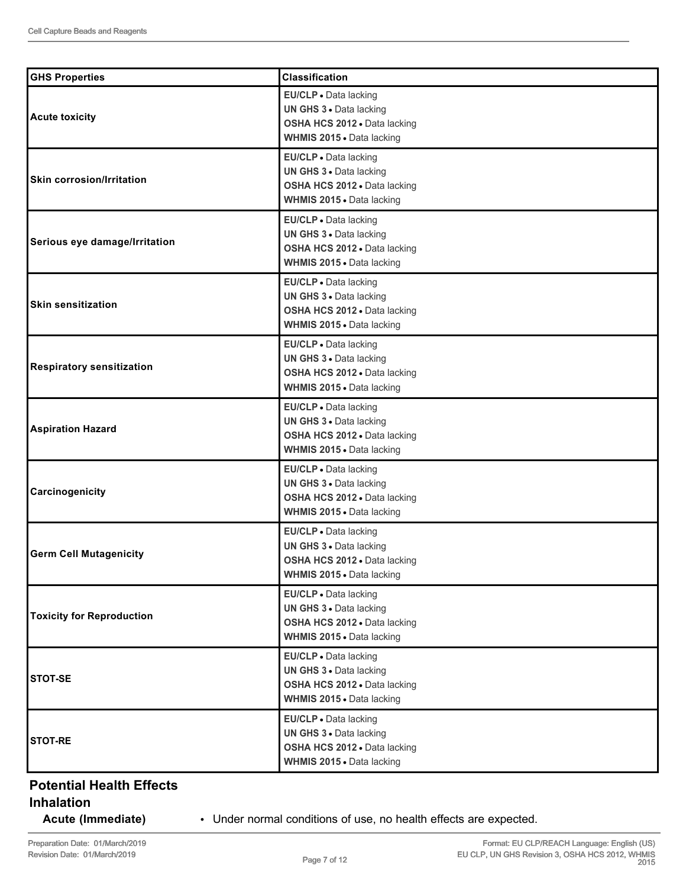| GHS Properties | Classification |
|---|---|
| **Acute toxicity** | **EU/CLP** • Data lacking<br>**UN GHS 3** • Data lacking<br>**OSHA HCS 2012** • Data lacking<br>**WHMIS 2015** • Data lacking |
| **Skin corrosion/Irritation** | **EU/CLP** • Data lacking<br>**UN GHS 3** • Data lacking<br>**OSHA HCS 2012** • Data lacking<br>**WHMIS 2015** • Data lacking |
| **Serious eye damage/Irritation** | **EU/CLP** • Data lacking<br>**UN GHS 3** • Data lacking<br>**OSHA HCS 2012** • Data lacking<br>**WHMIS 2015** • Data lacking |
| **Skin sensitization** | **EU/CLP** • Data lacking<br>**UN GHS 3** • Data lacking<br>**OSHA HCS 2012** • Data lacking<br>**WHMIS 2015** • Data lacking |
| **Respiratory sensitization** | **EU/CLP** • Data lacking<br>**UN GHS 3** • Data lacking<br>**OSHA HCS 2012** • Data lacking<br>**WHMIS 2015** • Data lacking |
| **Aspiration Hazard** | **EU/CLP** • Data lacking<br>**UN GHS 3** • Data lacking<br>**OSHA HCS 2012** • Data lacking<br>**WHMIS 2015** • Data lacking |
| **Carcinogenicity** | **EU/CLP** • Data lacking<br>**UN GHS 3** • Data lacking<br>**OSHA HCS 2012** • Data lacking<br>**WHMIS 2015** • Data lacking |
| **Germ Cell Mutagenicity** | **EU/CLP** • Data lacking<br>**UN GHS 3** • Data lacking<br>**OSHA HCS 2012** • Data lacking<br>**WHMIS 2015** • Data lacking |
| **Toxicity for Reproduction** | **EU/CLP** • Data lacking<br>**UN GHS 3** • Data lacking<br>**OSHA HCS 2012** • Data lacking<br>**WHMIS 2015** • Data lacking |
| **STOT-SE** | **EU/CLP** • Data lacking<br>**UN GHS 3** • Data lacking<br>**OSHA HCS 2012** • Data lacking<br>**WHMIS 2015** • Data lacking |
| **STOT-RE** | **EU/CLP** • Data lacking<br>**UN GHS 3** • Data lacking<br>**OSHA HCS 2012** • Data lacking<br>**WHMIS 2015** • Data lacking |

## Potential Health Effects

### Inhalation

**Acute (Immediate)**
- Under normal conditions of use, no health effects are expected.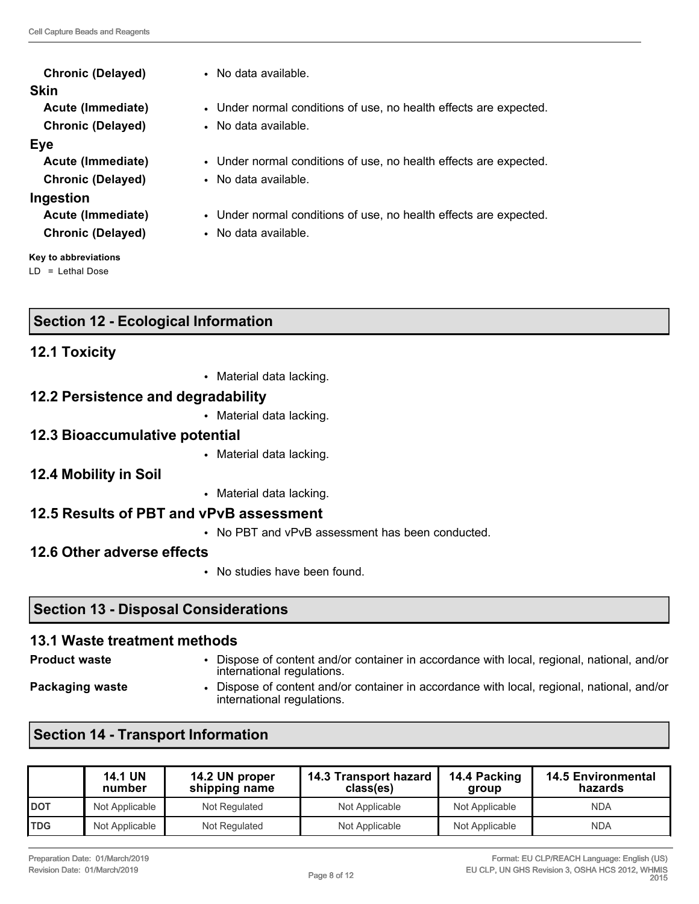**Chronic (Delayed)**
- No data available.

**Skin**

**Acute (Immediate)**
- Under normal conditions of use, no health effects are expected.

**Chronic (Delayed)**
- No data available.

**Eye**

**Acute (Immediate)**
- Under normal conditions of use, no health effects are expected.

**Chronic (Delayed)**
- No data available.

**Ingestion**

**Acute (Immediate)**
- Under normal conditions of use, no health effects are expected.

**Chronic (Delayed)**
- No data available.

**Key to abbreviations**

LD = Lethal Dose

## Section 12 - Ecological Information

### 12.1 Toxicity

- Material data lacking.

### 12.2 Persistence and degradability

- Material data lacking.

### 12.3 Bioaccumulative potential

- Material data lacking.

### 12.4 Mobility in Soil

- Material data lacking.

### 12.5 Results of PBT and vPvB assessment

- No PBT and vPvB assessment has been conducted.

### 12.6 Other adverse effects

- No studies have been found.

## Section 13 - Disposal Considerations

### 13.1 Waste treatment methods

**Product waste**
- Dispose of content and/or container in accordance with local, regional, national, and/or international regulations.

**Packaging waste**
- Dispose of content and/or container in accordance with local, regional, national, and/or international regulations.

## Section 14 - Transport Information

| | 14.1 UN number | 14.2 UN proper shipping name | 14.3 Transport hazard class(es) | 14.4 Packing group | 14.5 Environmental hazards |
|---|---|---|---|---|---|
| DOT | Not Applicable | Not Regulated | Not Applicable | Not Applicable | NDA |
| TDG | Not Applicable | Not Regulated | Not Applicable | Not Applicable | NDA |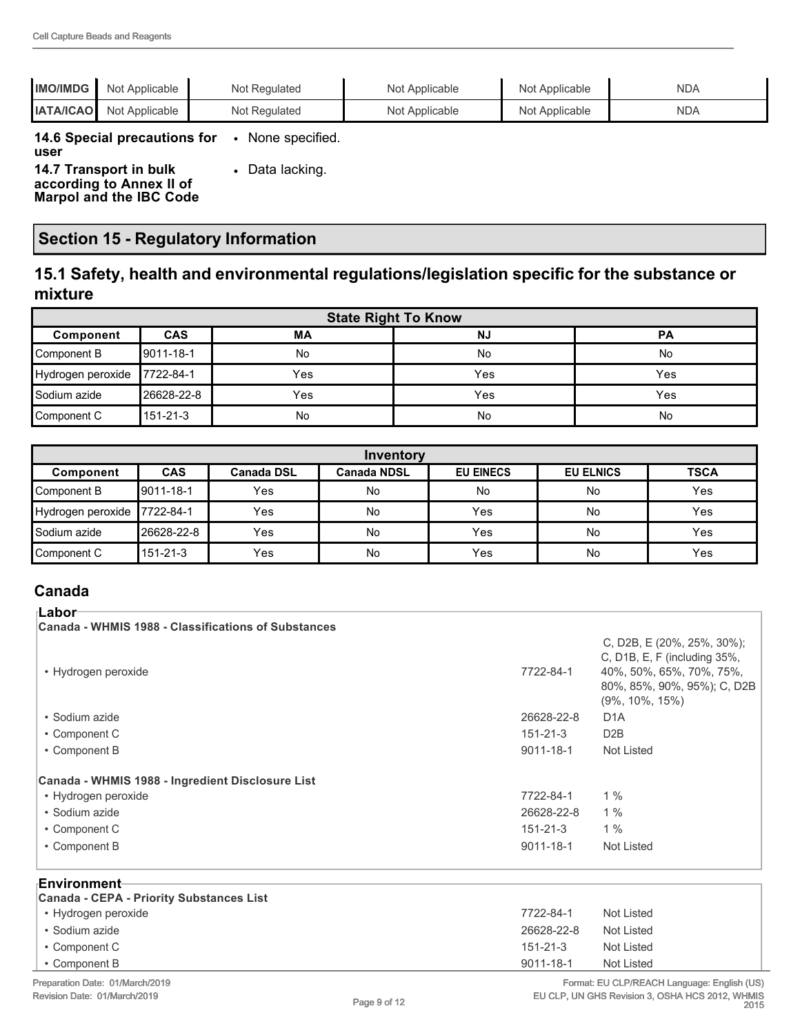| IMO/IMDG | Not Applicable | Not Regulated | Not Applicable | Not Applicable | NDA |
|---|---|---|---|---|---|
| IATA/ICAO | Not Applicable | Not Regulated | Not Applicable | Not Applicable | NDA |

**14.6 Special precautions for user**
- None specified.

**14.7 Transport in bulk according to Annex II of Marpol and the IBC Code**
- Data lacking.

## Section 15 - Regulatory Information

### 15.1 Safety, health and environmental regulations/legislation specific for the substance or mixture

| State Right To Know | | | | |
|---|---|---|---|---|
| **Component** | **CAS** | **MA** | **NJ** | **PA** |
| Component B | 9011-18-1 | No | No | No |
| Hydrogen peroxide | 7722-84-1 | Yes | Yes | Yes |
| Sodium azide | 26628-22-8 | Yes | Yes | Yes |
| Component C | 151-21-3 | No | No | No |

| Inventory | | | | | | |
|---|---|---|---|---|---|---|
| **Component** | **CAS** | **Canada DSL** | **Canada NDSL** | **EU EINECS** | **EU ELNICS** | **TSCA** |
| Component B | 9011-18-1 | Yes | No | No | No | Yes |
| Hydrogen peroxide | 7722-84-1 | Yes | No | Yes | No | Yes |
| Sodium azide | 26628-22-8 | Yes | No | Yes | No | Yes |
| Component C | 151-21-3 | Yes | No | Yes | No | Yes |

## Canada

**Labor**

**Canada - WHMIS 1988 - Classifications of Substances**

| | | |
|---|---|---|
| • Hydrogen peroxide | 7722-84-1 | C, D2B, E (20%, 25%, 30%); C, D1B, E, F (including 35%, 40%, 50%, 65%, 70%, 75%, 80%, 85%, 90%, 95%); C, D2B (9%, 10%, 15%) |
| • Sodium azide | 26628-22-8 | D1A |
| • Component C | 151-21-3 | D2B |
| • Component B | 9011-18-1 | Not Listed |

**Canada - WHMIS 1988 - Ingredient Disclosure List**

| | | |
|---|---|---|
| • Hydrogen peroxide | 7722-84-1 | 1 % |
| • Sodium azide | 26628-22-8 | 1 % |
| • Component C | 151-21-3 | 1 % |
| • Component B | 9011-18-1 | Not Listed |

**Environment**

**Canada - CEPA - Priority Substances List**

| | | |
|---|---|---|
| • Hydrogen peroxide | 7722-84-1 | Not Listed |
| • Sodium azide | 26628-22-8 | Not Listed |
| • Component C | 151-21-3 | Not Listed |
| • Component B | 9011-18-1 | Not Listed |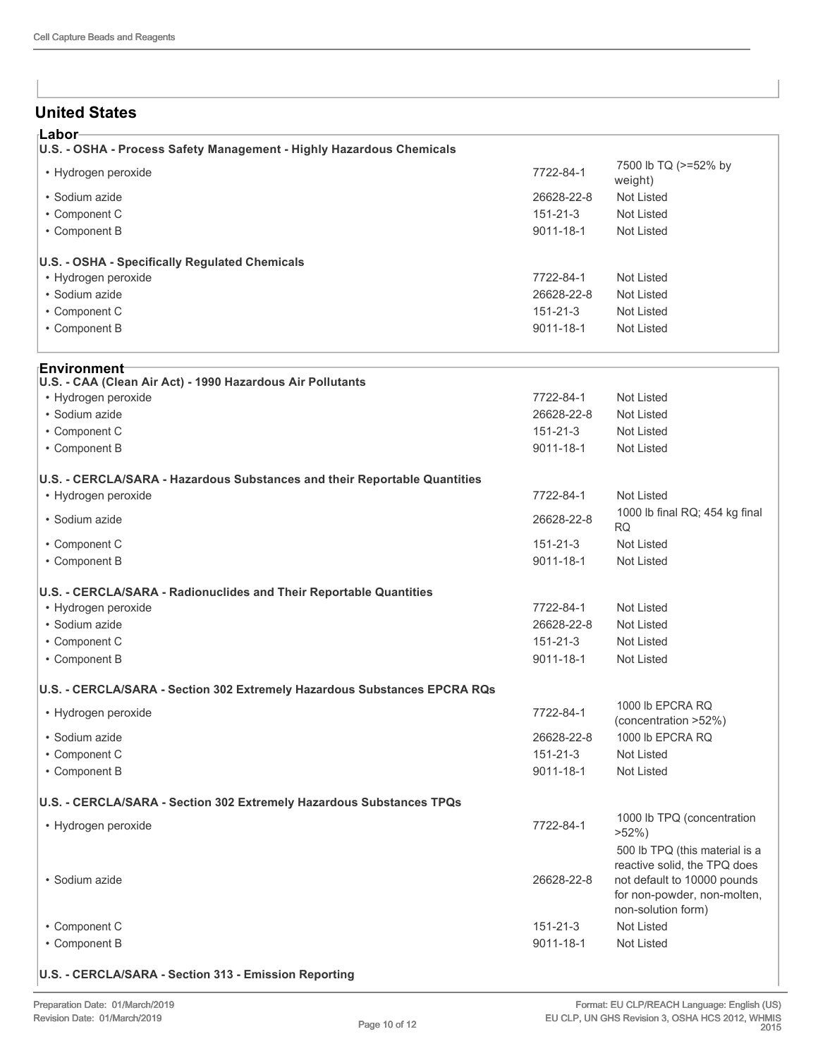## United States

### Labor

**U.S. - OSHA - Process Safety Management - Highly Hazardous Chemicals**

| | | |
|---|---|---|
| • Hydrogen peroxide | 7722-84-1 | 7500 lb TQ (>=52% by weight) |
| • Sodium azide | 26628-22-8 | Not Listed |
| • Component C | 151-21-3 | Not Listed |
| • Component B | 9011-18-1 | Not Listed |

**U.S. - OSHA - Specifically Regulated Chemicals**

| | | |
|---|---|---|
| • Hydrogen peroxide | 7722-84-1 | Not Listed |
| • Sodium azide | 26628-22-8 | Not Listed |
| • Component C | 151-21-3 | Not Listed |
| • Component B | 9011-18-1 | Not Listed |

### Environment

**U.S. - CAA (Clean Air Act) - 1990 Hazardous Air Pollutants**

| | | |
|---|---|---|
| • Hydrogen peroxide | 7722-84-1 | Not Listed |
| • Sodium azide | 26628-22-8 | Not Listed |
| • Component C | 151-21-3 | Not Listed |
| • Component B | 9011-18-1 | Not Listed |

**U.S. - CERCLA/SARA - Hazardous Substances and their Reportable Quantities**

| | | |
|---|---|---|
| • Hydrogen peroxide | 7722-84-1 | Not Listed |
| • Sodium azide | 26628-22-8 | 1000 lb final RQ; 454 kg final RQ |
| • Component C | 151-21-3 | Not Listed |
| • Component B | 9011-18-1 | Not Listed |

**U.S. - CERCLA/SARA - Radionuclides and Their Reportable Quantities**

| | | |
|---|---|---|
| • Hydrogen peroxide | 7722-84-1 | Not Listed |
| • Sodium azide | 26628-22-8 | Not Listed |
| • Component C | 151-21-3 | Not Listed |
| • Component B | 9011-18-1 | Not Listed |

**U.S. - CERCLA/SARA - Section 302 Extremely Hazardous Substances EPCRA RQs**

| | | |
|---|---|---|
| • Hydrogen peroxide | 7722-84-1 | 1000 lb EPCRA RQ (concentration >52%) |
| • Sodium azide | 26628-22-8 | 1000 lb EPCRA RQ |
| • Component C | 151-21-3 | Not Listed |
| • Component B | 9011-18-1 | Not Listed |

**U.S. - CERCLA/SARA - Section 302 Extremely Hazardous Substances TPQs**

| | | |
|---|---|---|
| • Hydrogen peroxide | 7722-84-1 | 1000 lb TPQ (concentration >52%) |
| • Sodium azide | 26628-22-8 | 500 lb TPQ (this material is a reactive solid, the TPQ does not default to 10000 pounds for non-powder, non-molten, non-solution form) |
| • Component C | 151-21-3 | Not Listed |
| • Component B | 9011-18-1 | Not Listed |

**U.S. - CERCLA/SARA - Section 313 - Emission Reporting**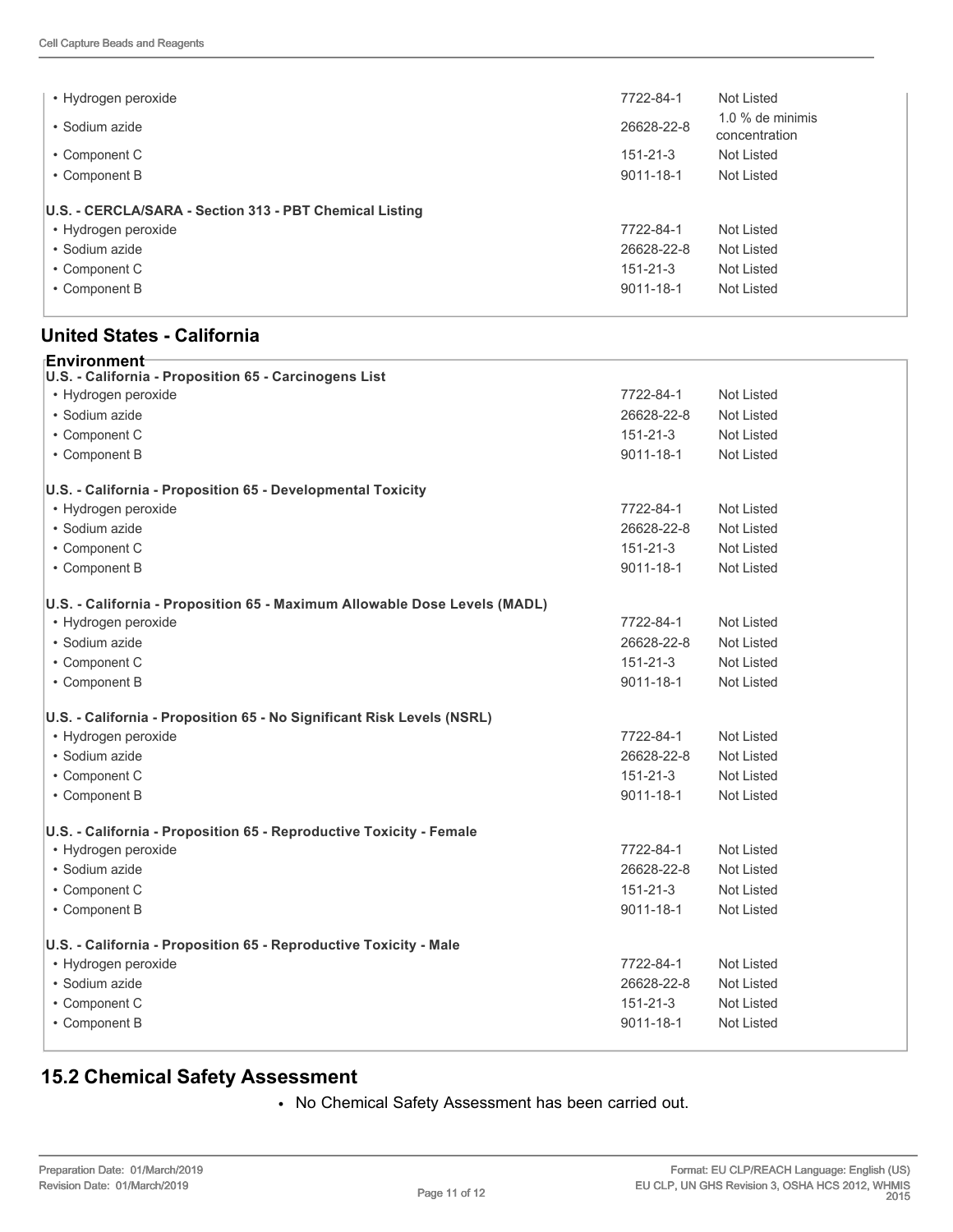| | | |
|---|---|---|
| • Hydrogen peroxide | 7722-84-1 | Not Listed |
| • Sodium azide | 26628-22-8 | 1.0 % de minimis concentration |
| • Component C | 151-21-3 | Not Listed |
| • Component B | 9011-18-1 | Not Listed |
| **U.S. - CERCLA/SARA - Section 313 - PBT Chemical Listing** | | |
| • Hydrogen peroxide | 7722-84-1 | Not Listed |
| • Sodium azide | 26628-22-8 | Not Listed |
| • Component C | 151-21-3 | Not Listed |
| • Component B | 9011-18-1 | Not Listed |

## United States - California

**Environment**

| | | |
|---|---|---|
| **U.S. - California - Proposition 65 - Carcinogens List** | | |
| • Hydrogen peroxide | 7722-84-1 | Not Listed |
| • Sodium azide | 26628-22-8 | Not Listed |
| • Component C | 151-21-3 | Not Listed |
| • Component B | 9011-18-1 | Not Listed |
| **U.S. - California - Proposition 65 - Developmental Toxicity** | | |
| • Hydrogen peroxide | 7722-84-1 | Not Listed |
| • Sodium azide | 26628-22-8 | Not Listed |
| • Component C | 151-21-3 | Not Listed |
| • Component B | 9011-18-1 | Not Listed |
| **U.S. - California - Proposition 65 - Maximum Allowable Dose Levels (MADL)** | | |
| • Hydrogen peroxide | 7722-84-1 | Not Listed |
| • Sodium azide | 26628-22-8 | Not Listed |
| • Component C | 151-21-3 | Not Listed |
| • Component B | 9011-18-1 | Not Listed |
| **U.S. - California - Proposition 65 - No Significant Risk Levels (NSRL)** | | |
| • Hydrogen peroxide | 7722-84-1 | Not Listed |
| • Sodium azide | 26628-22-8 | Not Listed |
| • Component C | 151-21-3 | Not Listed |
| • Component B | 9011-18-1 | Not Listed |
| **U.S. - California - Proposition 65 - Reproductive Toxicity - Female** | | |
| • Hydrogen peroxide | 7722-84-1 | Not Listed |
| • Sodium azide | 26628-22-8 | Not Listed |
| • Component C | 151-21-3 | Not Listed |
| • Component B | 9011-18-1 | Not Listed |
| **U.S. - California - Proposition 65 - Reproductive Toxicity - Male** | | |
| • Hydrogen peroxide | 7722-84-1 | Not Listed |
| • Sodium azide | 26628-22-8 | Not Listed |
| • Component C | 151-21-3 | Not Listed |
| • Component B | 9011-18-1 | Not Listed |

## 15.2 Chemical Safety Assessment

- No Chemical Safety Assessment has been carried out.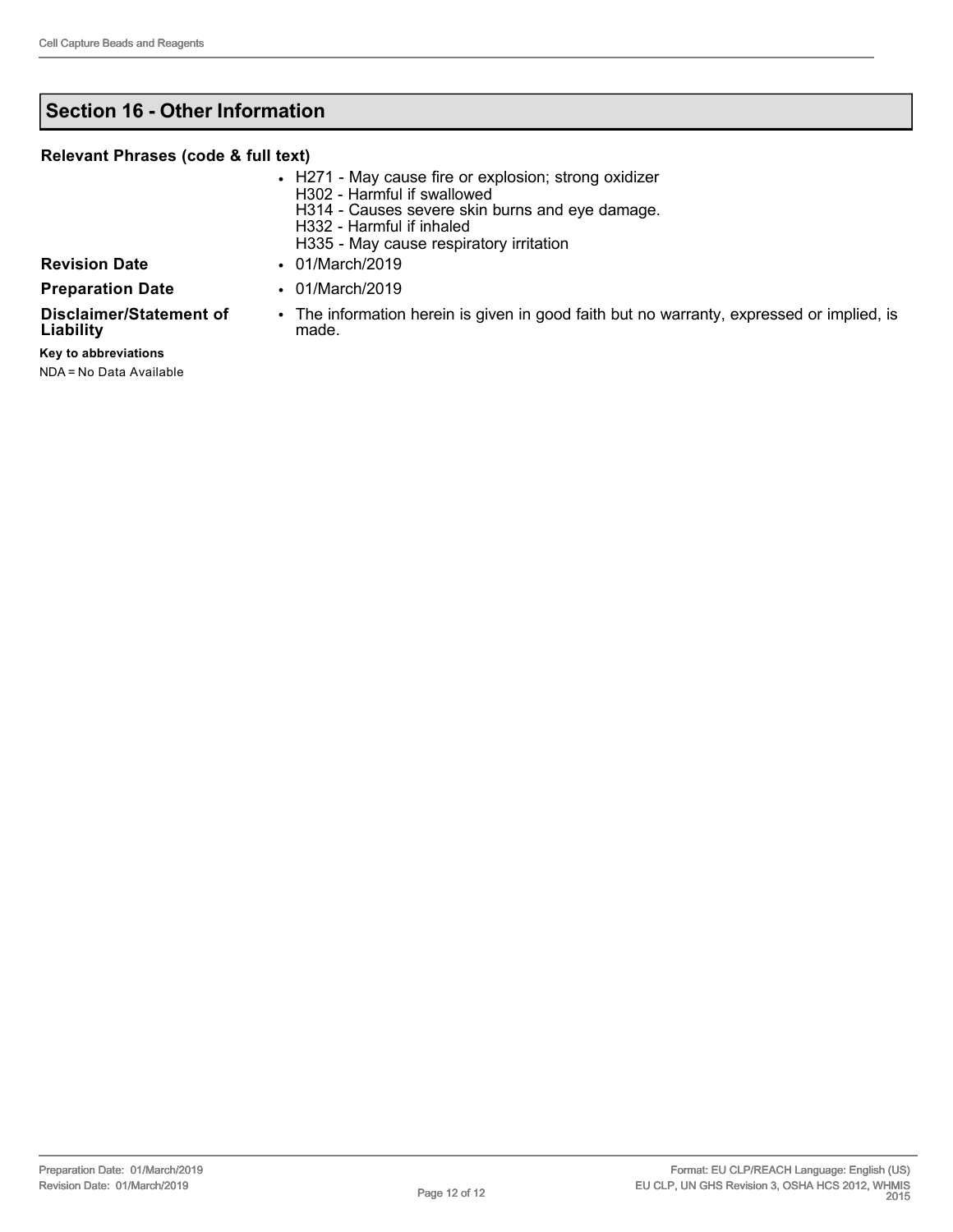## Section 16 - Other Information

**Relevant Phrases (code & full text)**

- H271 - May cause fire or explosion; strong oxidizer
  H302 - Harmful if swallowed
  H314 - Causes severe skin burns and eye damage.
  H332 - Harmful if inhaled
  H335 - May cause respiratory irritation

**Revision Date**

- 01/March/2019

**Preparation Date**

- 01/March/2019

**Disclaimer/Statement of Liability**

- The information herein is given in good faith but no warranty, expressed or implied, is made.

**Key to abbreviations**

NDA = No Data Available